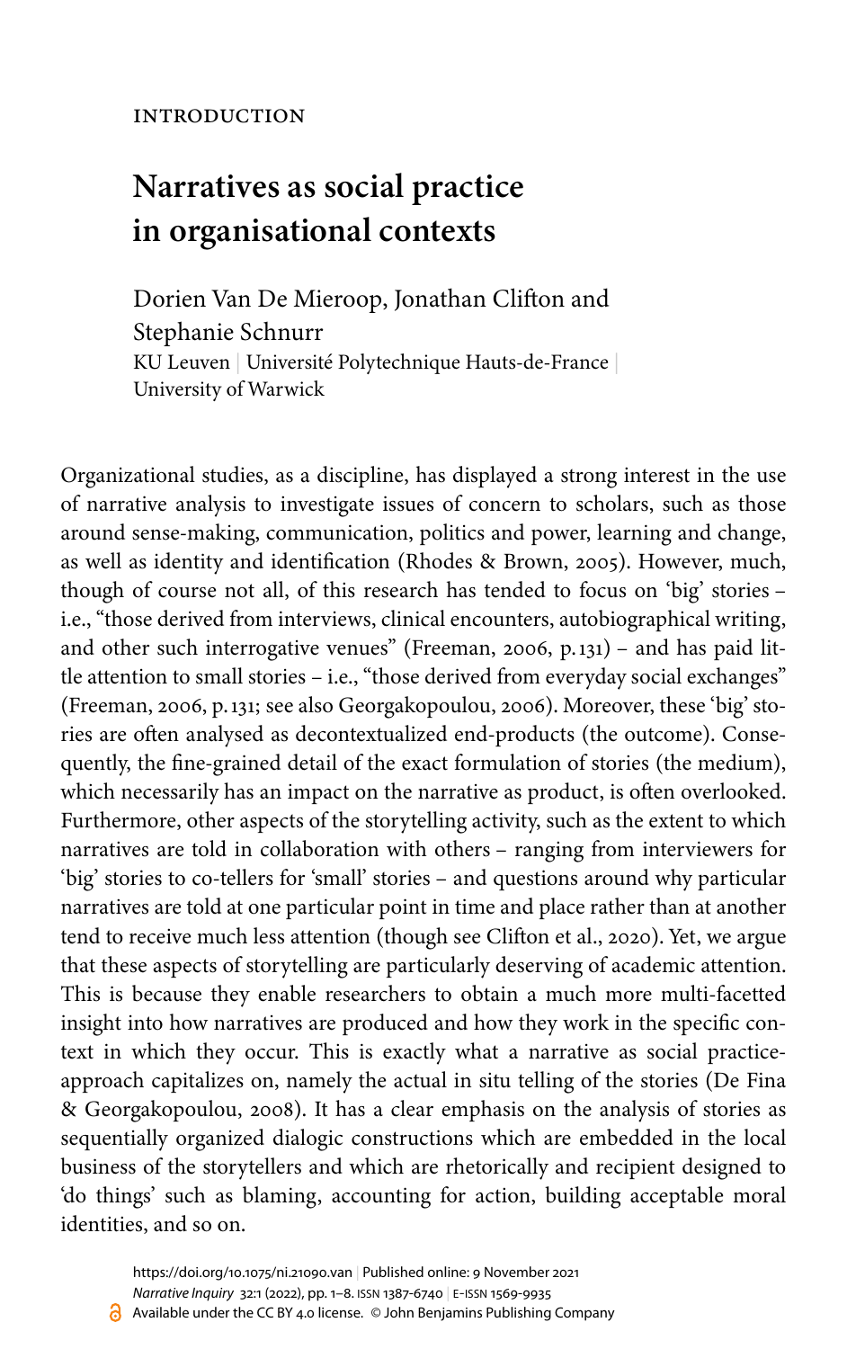INTRODUCTION

# Narratives as social practice in organisational contexts

Dorien Van De Mieroop, Jonathan Clifton and Stephanie Schnurr
KU Leuven | Université Polytechnique Hauts-de-France | University of Warwick

Organizational studies, as a discipline, has displayed a strong interest in the use of narrative analysis to investigate issues of concern to scholars, such as those around sense-making, communication, politics and power, learning and change, as well as identity and identification (Rhodes & Brown, 2005). However, much, though of course not all, of this research has tended to focus on 'big' stories – i.e., "those derived from interviews, clinical encounters, autobiographical writing, and other such interrogative venues" (Freeman, 2006, p.131) – and has paid little attention to small stories – i.e., "those derived from everyday social exchanges" (Freeman, 2006, p.131; see also Georgakopoulou, 2006). Moreover, these 'big' stories are often analysed as decontextualized end-products (the outcome). Consequently, the fine-grained detail of the exact formulation of stories (the medium), which necessarily has an impact on the narrative as product, is often overlooked. Furthermore, other aspects of the storytelling activity, such as the extent to which narratives are told in collaboration with others – ranging from interviewers for 'big' stories to co-tellers for 'small' stories – and questions around why particular narratives are told at one particular point in time and place rather than at another tend to receive much less attention (though see Clifton et al., 2020). Yet, we argue that these aspects of storytelling are particularly deserving of academic attention. This is because they enable researchers to obtain a much more multi-facetted insight into how narratives are produced and how they work in the specific context in which they occur. This is exactly what a narrative as social practice-approach capitalizes on, namely the actual in situ telling of the stories (De Fina & Georgakopoulou, 2008). It has a clear emphasis on the analysis of stories as sequentially organized dialogic constructions which are embedded in the local business of the storytellers and which are rhetorically and recipient designed to 'do things' such as blaming, accounting for action, building acceptable moral identities, and so on.

https://doi.org/10.1075/ni.21090.van | Published online: 9 November 2021
*Narrative Inquiry* 32:1 (2022), pp. 1–8. ISSN 1387-6740 | E-ISSN 1569-9935
Available under the CC BY 4.0 license. © John Benjamins Publishing Company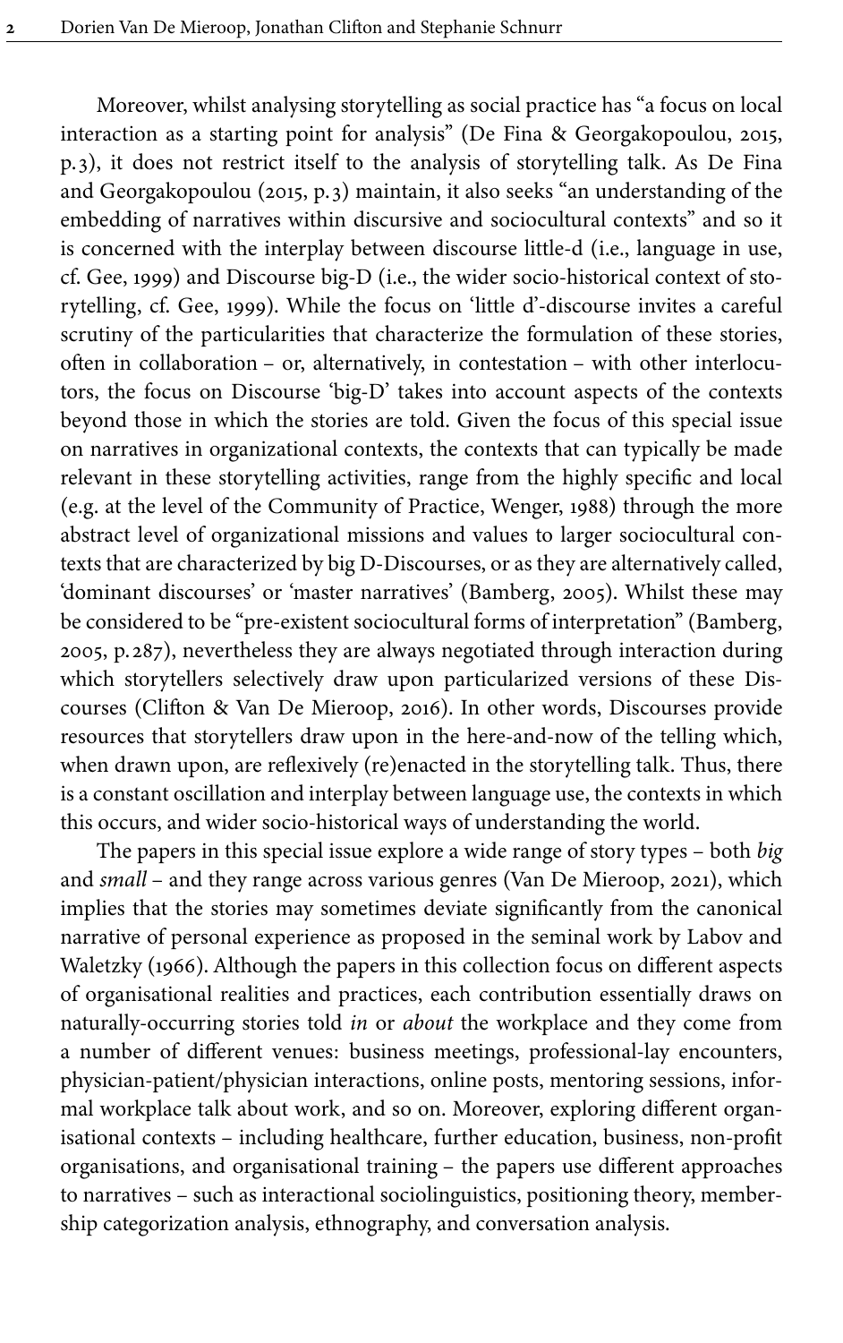Moreover, whilst analysing storytelling as social practice has "a focus on local interaction as a starting point for analysis" (De Fina & Georgakopoulou, 2015, p.3), it does not restrict itself to the analysis of storytelling talk. As De Fina and Georgakopoulou (2015, p.3) maintain, it also seeks "an understanding of the embedding of narratives within discursive and sociocultural contexts" and so it is concerned with the interplay between discourse little-d (i.e., language in use, cf. Gee, 1999) and Discourse big-D (i.e., the wider socio-historical context of storytelling, cf. Gee, 1999). While the focus on 'little d'-discourse invites a careful scrutiny of the particularities that characterize the formulation of these stories, often in collaboration – or, alternatively, in contestation – with other interlocutors, the focus on Discourse 'big-D' takes into account aspects of the contexts beyond those in which the stories are told. Given the focus of this special issue on narratives in organizational contexts, the contexts that can typically be made relevant in these storytelling activities, range from the highly specific and local (e.g. at the level of the Community of Practice, Wenger, 1988) through the more abstract level of organizational missions and values to larger sociocultural contexts that are characterized by big D-Discourses, or as they are alternatively called, 'dominant discourses' or 'master narratives' (Bamberg, 2005). Whilst these may be considered to be "pre-existent sociocultural forms of interpretation" (Bamberg, 2005, p.287), nevertheless they are always negotiated through interaction during which storytellers selectively draw upon particularized versions of these Discourses (Clifton & Van De Mieroop, 2016). In other words, Discourses provide resources that storytellers draw upon in the here-and-now of the telling which, when drawn upon, are reflexively (re)enacted in the storytelling talk. Thus, there is a constant oscillation and interplay between language use, the contexts in which this occurs, and wider socio-historical ways of understanding the world.

The papers in this special issue explore a wide range of story types – both *big* and *small* – and they range across various genres (Van De Mieroop, 2021), which implies that the stories may sometimes deviate significantly from the canonical narrative of personal experience as proposed in the seminal work by Labov and Waletzky (1966). Although the papers in this collection focus on different aspects of organisational realities and practices, each contribution essentially draws on naturally-occurring stories told *in* or *about* the workplace and they come from a number of different venues: business meetings, professional-lay encounters, physician-patient/physician interactions, online posts, mentoring sessions, informal workplace talk about work, and so on. Moreover, exploring different organisational contexts – including healthcare, further education, business, non-profit organisations, and organisational training – the papers use different approaches to narratives – such as interactional sociolinguistics, positioning theory, membership categorization analysis, ethnography, and conversation analysis.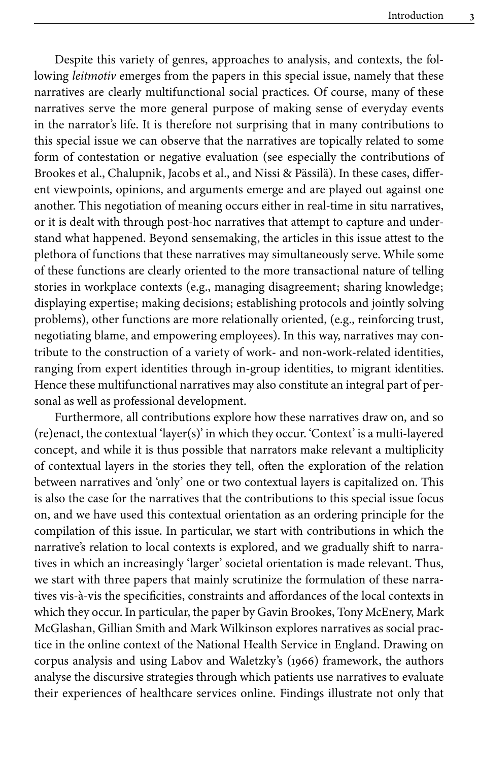Despite this variety of genres, approaches to analysis, and contexts, the following *leitmotiv* emerges from the papers in this special issue, namely that these narratives are clearly multifunctional social practices. Of course, many of these narratives serve the more general purpose of making sense of everyday events in the narrator's life. It is therefore not surprising that in many contributions to this special issue we can observe that the narratives are topically related to some form of contestation or negative evaluation (see especially the contributions of Brookes et al., Chalupnik, Jacobs et al., and Nissi & Pässilä). In these cases, different viewpoints, opinions, and arguments emerge and are played out against one another. This negotiation of meaning occurs either in real-time in situ narratives, or it is dealt with through post-hoc narratives that attempt to capture and understand what happened. Beyond sensemaking, the articles in this issue attest to the plethora of functions that these narratives may simultaneously serve. While some of these functions are clearly oriented to the more transactional nature of telling stories in workplace contexts (e.g., managing disagreement; sharing knowledge; displaying expertise; making decisions; establishing protocols and jointly solving problems), other functions are more relationally oriented, (e.g., reinforcing trust, negotiating blame, and empowering employees). In this way, narratives may contribute to the construction of a variety of work- and non-work-related identities, ranging from expert identities through in-group identities, to migrant identities. Hence these multifunctional narratives may also constitute an integral part of personal as well as professional development.

Furthermore, all contributions explore how these narratives draw on, and so (re)enact, the contextual 'layer(s)' in which they occur. 'Context' is a multi-layered concept, and while it is thus possible that narrators make relevant a multiplicity of contextual layers in the stories they tell, often the exploration of the relation between narratives and 'only' one or two contextual layers is capitalized on. This is also the case for the narratives that the contributions to this special issue focus on, and we have used this contextual orientation as an ordering principle for the compilation of this issue. In particular, we start with contributions in which the narrative's relation to local contexts is explored, and we gradually shift to narratives in which an increasingly 'larger' societal orientation is made relevant. Thus, we start with three papers that mainly scrutinize the formulation of these narratives vis-à-vis the specificities, constraints and affordances of the local contexts in which they occur. In particular, the paper by Gavin Brookes, Tony McEnery, Mark McGlashan, Gillian Smith and Mark Wilkinson explores narratives as social practice in the online context of the National Health Service in England. Drawing on corpus analysis and using Labov and Waletzky's (1966) framework, the authors analyse the discursive strategies through which patients use narratives to evaluate their experiences of healthcare services online. Findings illustrate not only that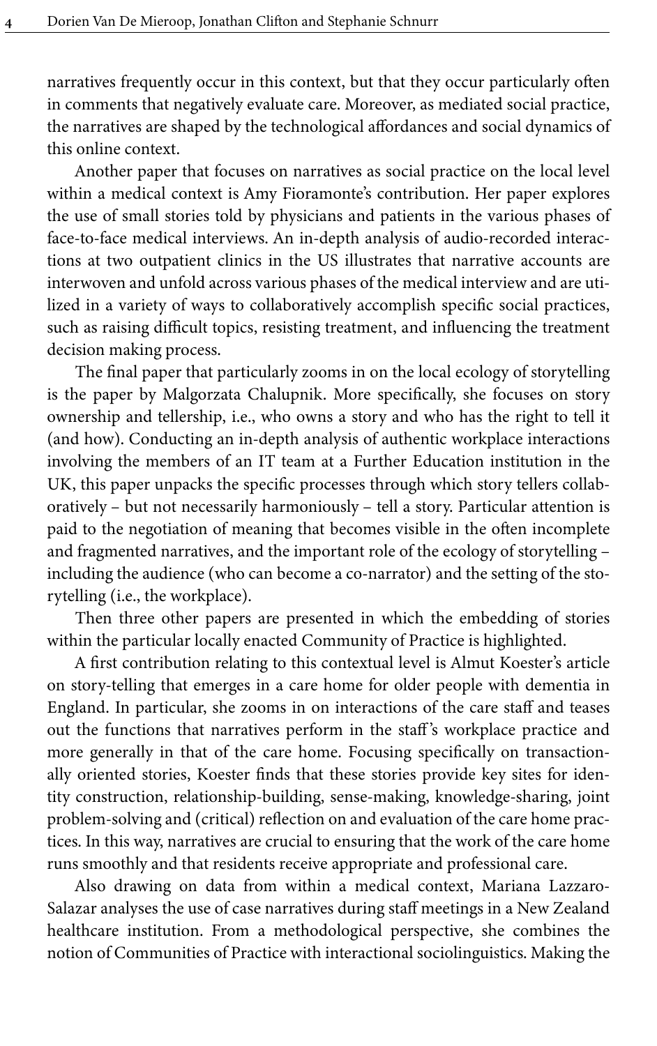narratives frequently occur in this context, but that they occur particularly often in comments that negatively evaluate care. Moreover, as mediated social practice, the narratives are shaped by the technological affordances and social dynamics of this online context.

Another paper that focuses on narratives as social practice on the local level within a medical context is Amy Fioramonte's contribution. Her paper explores the use of small stories told by physicians and patients in the various phases of face-to-face medical interviews. An in-depth analysis of audio-recorded interactions at two outpatient clinics in the US illustrates that narrative accounts are interwoven and unfold across various phases of the medical interview and are utilized in a variety of ways to collaboratively accomplish specific social practices, such as raising difficult topics, resisting treatment, and influencing the treatment decision making process.

The final paper that particularly zooms in on the local ecology of storytelling is the paper by Malgorzata Chalupnik. More specifically, she focuses on story ownership and tellership, i.e., who owns a story and who has the right to tell it (and how). Conducting an in-depth analysis of authentic workplace interactions involving the members of an IT team at a Further Education institution in the UK, this paper unpacks the specific processes through which story tellers collaboratively – but not necessarily harmoniously – tell a story. Particular attention is paid to the negotiation of meaning that becomes visible in the often incomplete and fragmented narratives, and the important role of the ecology of storytelling – including the audience (who can become a co-narrator) and the setting of the storytelling (i.e., the workplace).

Then three other papers are presented in which the embedding of stories within the particular locally enacted Community of Practice is highlighted.

A first contribution relating to this contextual level is Almut Koester's article on story-telling that emerges in a care home for older people with dementia in England. In particular, she zooms in on interactions of the care staff and teases out the functions that narratives perform in the staff's workplace practice and more generally in that of the care home. Focusing specifically on transactionally oriented stories, Koester finds that these stories provide key sites for identity construction, relationship-building, sense-making, knowledge-sharing, joint problem-solving and (critical) reflection on and evaluation of the care home practices. In this way, narratives are crucial to ensuring that the work of the care home runs smoothly and that residents receive appropriate and professional care.

Also drawing on data from within a medical context, Mariana Lazzaro-Salazar analyses the use of case narratives during staff meetings in a New Zealand healthcare institution. From a methodological perspective, she combines the notion of Communities of Practice with interactional sociolinguistics. Making the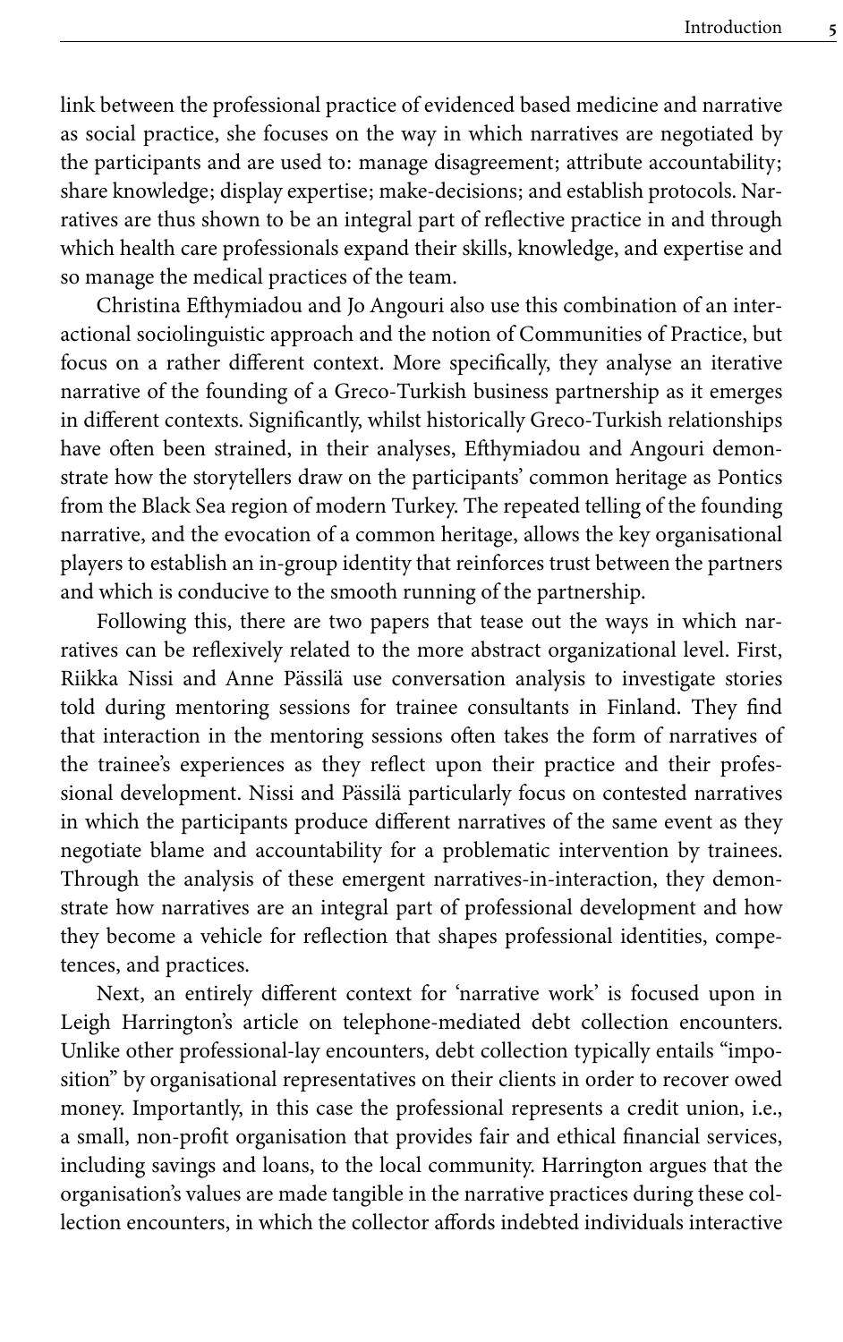link between the professional practice of evidenced based medicine and narrative as social practice, she focuses on the way in which narratives are negotiated by the participants and are used to: manage disagreement; attribute accountability; share knowledge; display expertise; make-decisions; and establish protocols. Narratives are thus shown to be an integral part of reflective practice in and through which health care professionals expand their skills, knowledge, and expertise and so manage the medical practices of the team.

Christina Efthymiadou and Jo Angouri also use this combination of an interactional sociolinguistic approach and the notion of Communities of Practice, but focus on a rather different context. More specifically, they analyse an iterative narrative of the founding of a Greco-Turkish business partnership as it emerges in different contexts. Significantly, whilst historically Greco-Turkish relationships have often been strained, in their analyses, Efthymiadou and Angouri demonstrate how the storytellers draw on the participants' common heritage as Pontics from the Black Sea region of modern Turkey. The repeated telling of the founding narrative, and the evocation of a common heritage, allows the key organisational players to establish an in-group identity that reinforces trust between the partners and which is conducive to the smooth running of the partnership.

Following this, there are two papers that tease out the ways in which narratives can be reflexively related to the more abstract organizational level. First, Riikka Nissi and Anne Pässilä use conversation analysis to investigate stories told during mentoring sessions for trainee consultants in Finland. They find that interaction in the mentoring sessions often takes the form of narratives of the trainee's experiences as they reflect upon their practice and their professional development. Nissi and Pässilä particularly focus on contested narratives in which the participants produce different narratives of the same event as they negotiate blame and accountability for a problematic intervention by trainees. Through the analysis of these emergent narratives-in-interaction, they demonstrate how narratives are an integral part of professional development and how they become a vehicle for reflection that shapes professional identities, competences, and practices.

Next, an entirely different context for 'narrative work' is focused upon in Leigh Harrington's article on telephone-mediated debt collection encounters. Unlike other professional-lay encounters, debt collection typically entails "imposition" by organisational representatives on their clients in order to recover owed money. Importantly, in this case the professional represents a credit union, i.e., a small, non-profit organisation that provides fair and ethical financial services, including savings and loans, to the local community. Harrington argues that the organisation's values are made tangible in the narrative practices during these collection encounters, in which the collector affords indebted individuals interactive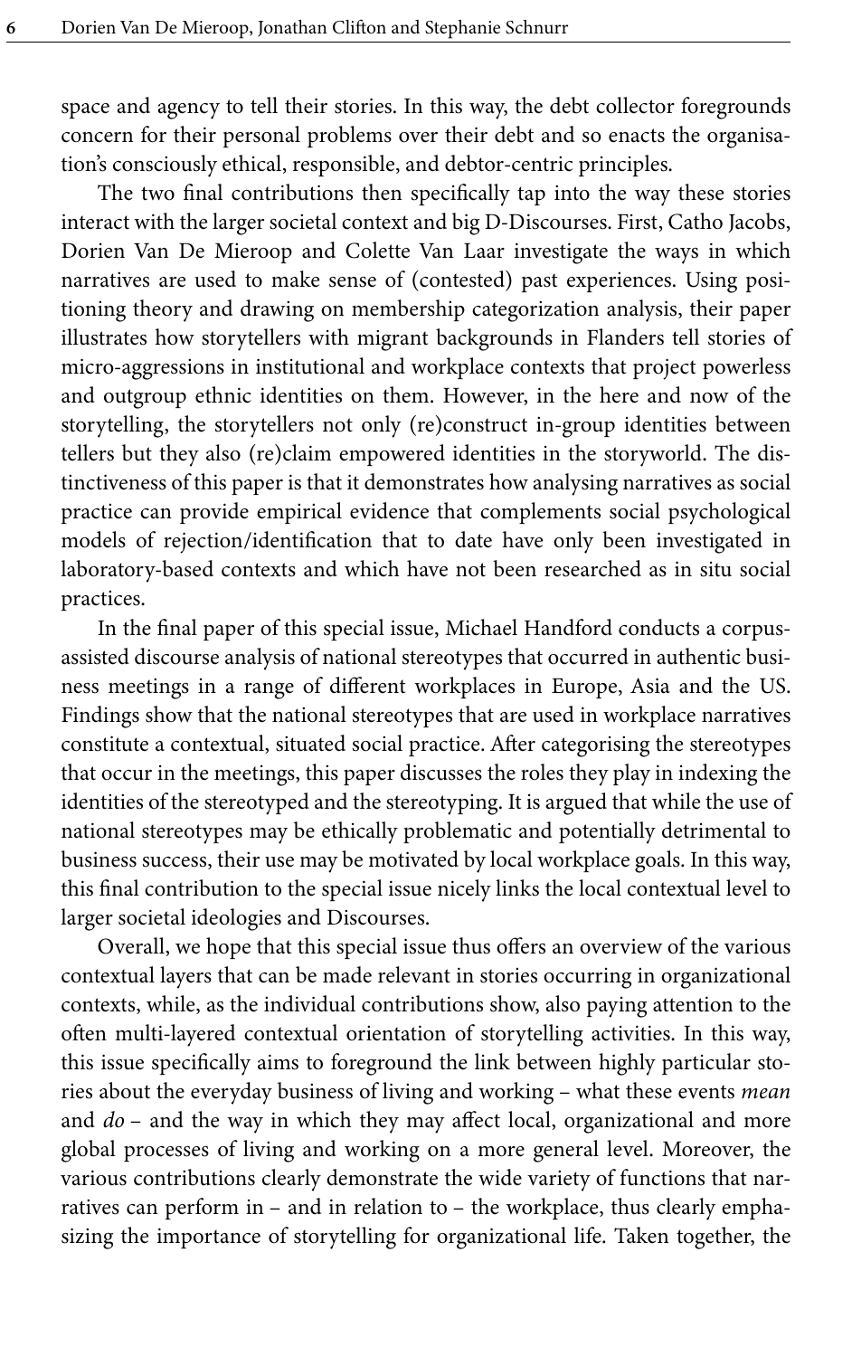space and agency to tell their stories. In this way, the debt collector foregrounds concern for their personal problems over their debt and so enacts the organisation's consciously ethical, responsible, and debtor-centric principles.

The two final contributions then specifically tap into the way these stories interact with the larger societal context and big D-Discourses. First, Catho Jacobs, Dorien Van De Mieroop and Colette Van Laar investigate the ways in which narratives are used to make sense of (contested) past experiences. Using positioning theory and drawing on membership categorization analysis, their paper illustrates how storytellers with migrant backgrounds in Flanders tell stories of micro-aggressions in institutional and workplace contexts that project powerless and outgroup ethnic identities on them. However, in the here and now of the storytelling, the storytellers not only (re)construct in-group identities between tellers but they also (re)claim empowered identities in the storyworld. The distinctiveness of this paper is that it demonstrates how analysing narratives as social practice can provide empirical evidence that complements social psychological models of rejection/identification that to date have only been investigated in laboratory-based contexts and which have not been researched as in situ social practices.

In the final paper of this special issue, Michael Handford conducts a corpus-assisted discourse analysis of national stereotypes that occurred in authentic business meetings in a range of different workplaces in Europe, Asia and the US. Findings show that the national stereotypes that are used in workplace narratives constitute a contextual, situated social practice. After categorising the stereotypes that occur in the meetings, this paper discusses the roles they play in indexing the identities of the stereotyped and the stereotyping. It is argued that while the use of national stereotypes may be ethically problematic and potentially detrimental to business success, their use may be motivated by local workplace goals. In this way, this final contribution to the special issue nicely links the local contextual level to larger societal ideologies and Discourses.

Overall, we hope that this special issue thus offers an overview of the various contextual layers that can be made relevant in stories occurring in organizational contexts, while, as the individual contributions show, also paying attention to the often multi-layered contextual orientation of storytelling activities. In this way, this issue specifically aims to foreground the link between highly particular stories about the everyday business of living and working – what these events *mean* and *do* – and the way in which they may affect local, organizational and more global processes of living and working on a more general level. Moreover, the various contributions clearly demonstrate the wide variety of functions that narratives can perform in – and in relation to – the workplace, thus clearly emphasizing the importance of storytelling for organizational life. Taken together, the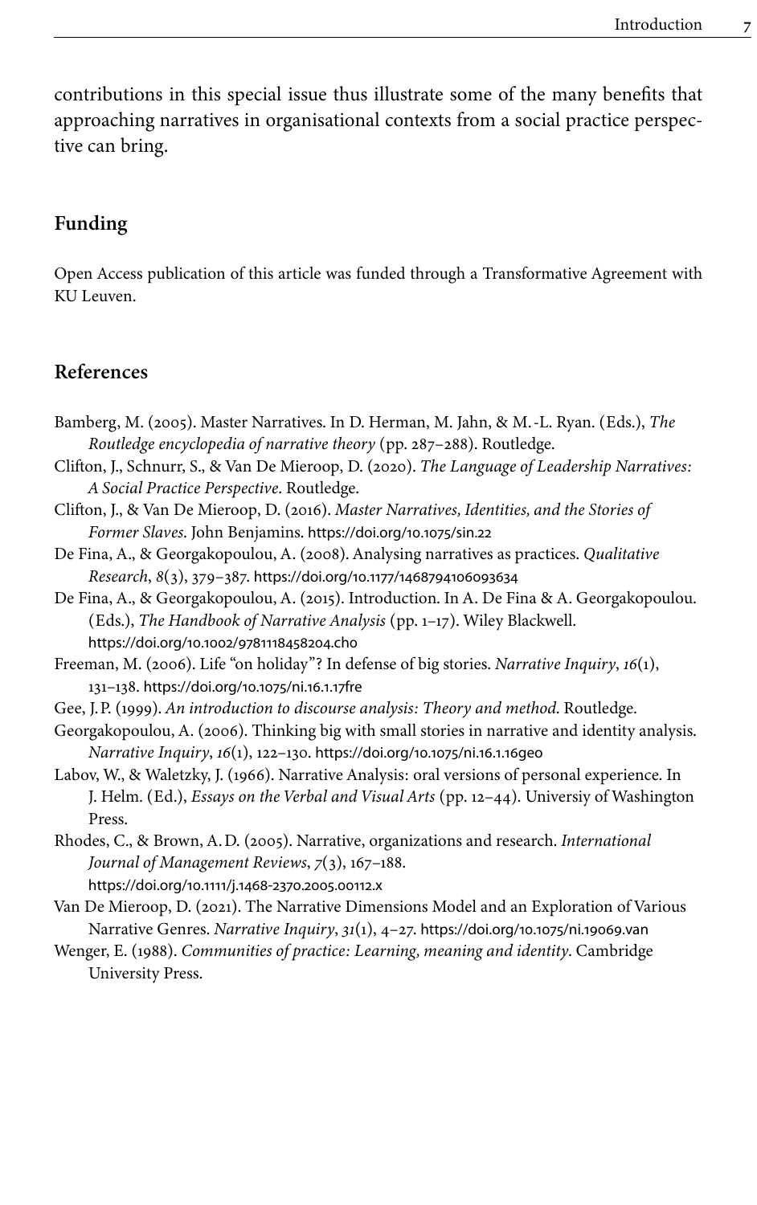contributions in this special issue thus illustrate some of the many benefits that approaching narratives in organisational contexts from a social practice perspective can bring.

## Funding

Open Access publication of this article was funded through a Transformative Agreement with KU Leuven.

## References

Bamberg, M. (2005). Master Narratives. In D. Herman, M. Jahn, & M.-L. Ryan. (Eds.), *The Routledge encyclopedia of narrative theory* (pp. 287–288). Routledge.

Clifton, J., Schnurr, S., & Van De Mieroop, D. (2020). *The Language of Leadership Narratives: A Social Practice Perspective*. Routledge.

Clifton, J., & Van De Mieroop, D. (2016). *Master Narratives, Identities, and the Stories of Former Slaves*. John Benjamins. https://doi.org/10.1075/sin.22

De Fina, A., & Georgakopoulou, A. (2008). Analysing narratives as practices. *Qualitative Research*, *8*(3), 379–387. https://doi.org/10.1177/1468794106093634

De Fina, A., & Georgakopoulou, A. (2015). Introduction. In A. De Fina & A. Georgakopoulou. (Eds.), *The Handbook of Narrative Analysis* (pp. 1–17). Wiley Blackwell. https://doi.org/10.1002/9781118458204.ch0

Freeman, M. (2006). Life "on holiday"? In defense of big stories. *Narrative Inquiry*, *16*(1), 131–138. https://doi.org/10.1075/ni.16.1.17fre

Gee, J.P. (1999). *An introduction to discourse analysis: Theory and method*. Routledge.

Georgakopoulou, A. (2006). Thinking big with small stories in narrative and identity analysis. *Narrative Inquiry*, *16*(1), 122–130. https://doi.org/10.1075/ni.16.1.16geo

Labov, W., & Waletzky, J. (1966). Narrative Analysis: oral versions of personal experience. In J. Helm. (Ed.), *Essays on the Verbal and Visual Arts* (pp. 12–44). Universiy of Washington Press.

Rhodes, C., & Brown, A.D. (2005). Narrative, organizations and research. *International Journal of Management Reviews*, *7*(3), 167–188. https://doi.org/10.1111/j.1468-2370.2005.00112.x

Van De Mieroop, D. (2021). The Narrative Dimensions Model and an Exploration of Various Narrative Genres. *Narrative Inquiry*, *31*(1), 4–27. https://doi.org/10.1075/ni.19069.van

Wenger, E. (1988). *Communities of practice: Learning, meaning and identity*. Cambridge University Press.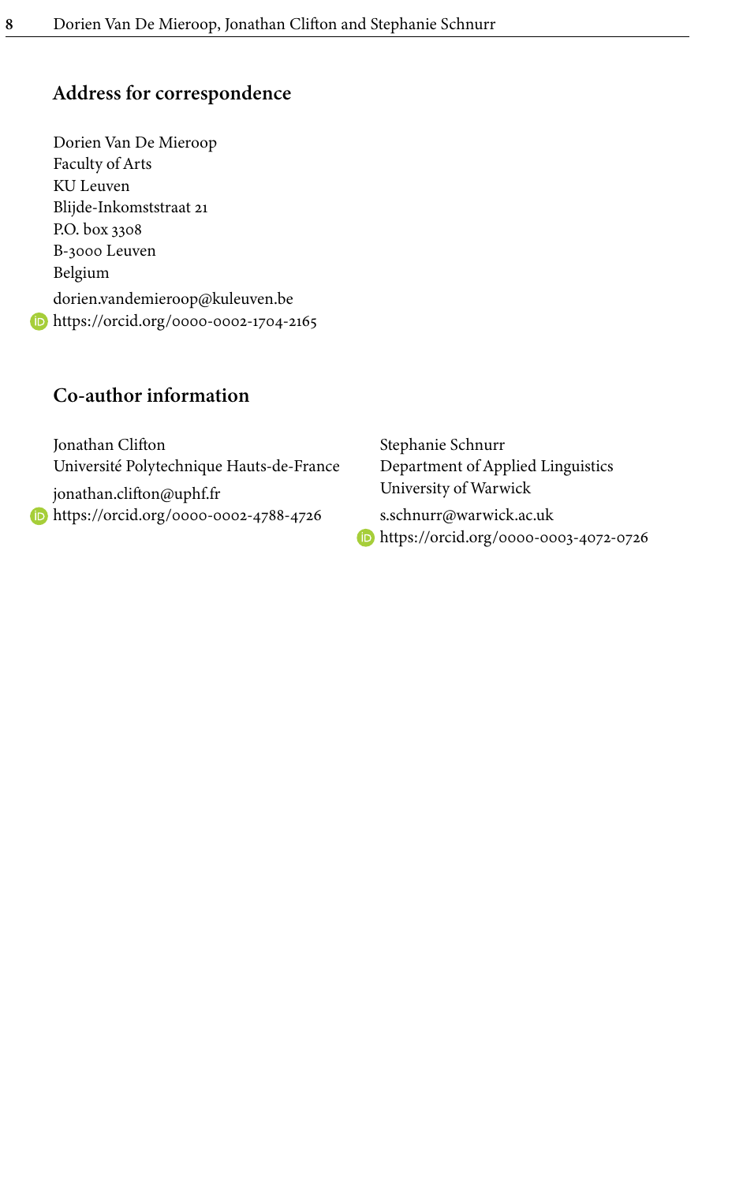## Address for correspondence

Dorien Van De Mieroop
Faculty of Arts
KU Leuven
Blijde-Inkomststraat 21
P.O. box 3308
B-3000 Leuven
Belgium

dorien.vandemieroop@kuleuven.be
https://orcid.org/0000-0002-1704-2165

## Co-author information

Jonathan Clifton
Université Polytechnique Hauts-de-France
jonathan.clifton@uphf.fr
https://orcid.org/0000-0002-4788-4726

Stephanie Schnurr
Department of Applied Linguistics
University of Warwick
s.schnurr@warwick.ac.uk
https://orcid.org/0000-0003-4072-0726